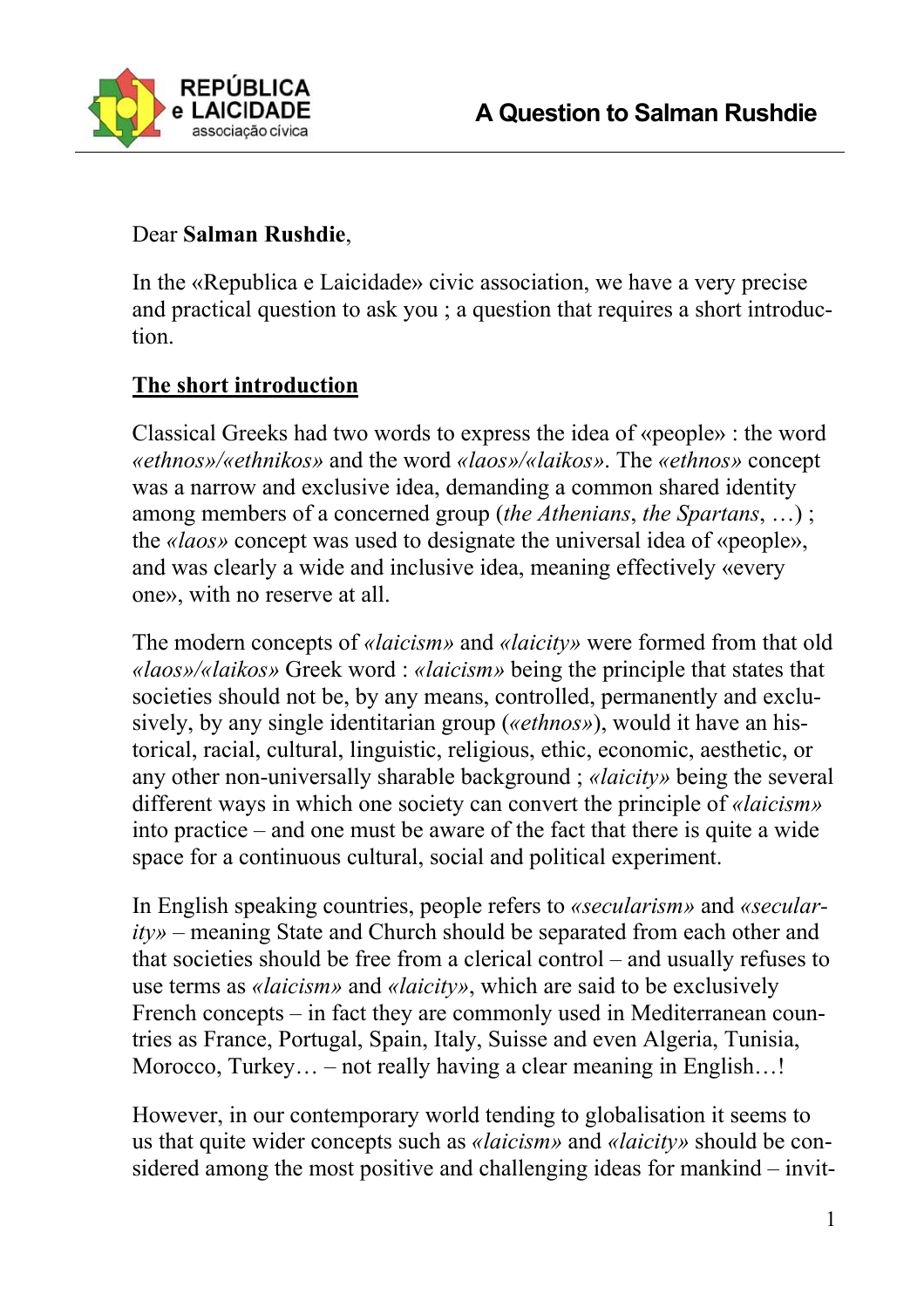# A Question to Salman Rushdie

Dear **Salman Rushdie**,

In the «Republica e Laicidade» civic association, we have a very precise and practical question to ask you ; a question that requires a short introduction.

## The short introduction

Classical Greeks had two words to express the idea of «people» : the word *«ethnos»/«ethnikos»* and the word *«laos»/«laikos»*. The *«ethnos»* concept was a narrow and exclusive idea, demanding a common shared identity among members of a concerned group (*the Athenians*, *the Spartans*, …) ; the *«laos»* concept was used to designate the universal idea of «people», and was clearly a wide and inclusive idea, meaning effectively «every one», with no reserve at all.

The modern concepts of *«laicism»* and *«laicity»* were formed from that old *«laos»/«laikos»* Greek word : *«laicism»* being the principle that states that societies should not be, by any means, controlled, permanently and exclusively, by any single identitarian group (*«ethnos»*), would it have an historical, racial, cultural, linguistic, religious, ethic, economic, aesthetic, or any other non-universally sharable background ; *«laicity»* being the several different ways in which one society can convert the principle of *«laicism»* into practice – and one must be aware of the fact that there is quite a wide space for a continuous cultural, social and political experiment.

In English speaking countries, people refers to *«secularism»* and *«secularity»* – meaning State and Church should be separated from each other and that societies should be free from a clerical control – and usually refuses to use terms as *«laicism»* and *«laicity»*, which are said to be exclusively French concepts – in fact they are commonly used in Mediterranean countries as France, Portugal, Spain, Italy, Suisse and even Algeria, Tunisia, Morocco, Turkey… – not really having a clear meaning in English…!

However, in our contemporary world tending to globalisation it seems to us that quite wider concepts such as *«laicism»* and *«laicity»* should be considered among the most positive and challenging ideas for mankind – invit-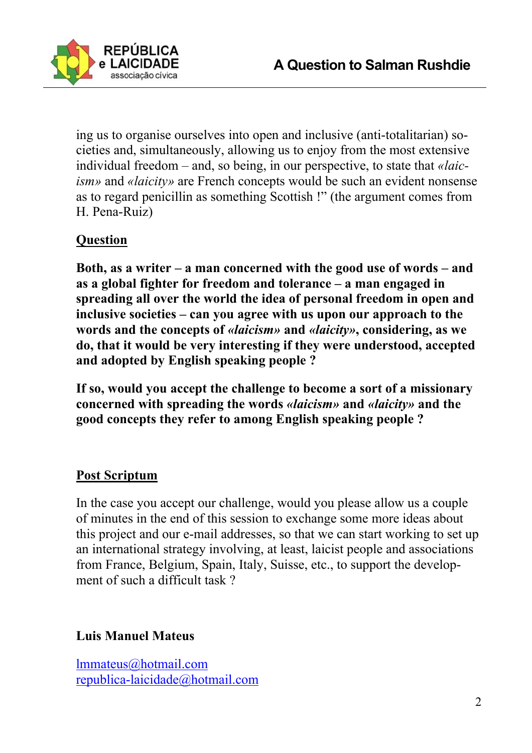ing us to organise ourselves into open and inclusive (anti-totalitarian) societies and, simultaneously, allowing us to enjoy from the most extensive individual freedom – and, so being, in our perspective, to state that *«laicism»* and *«laicity»* are French concepts would be such an evident nonsense as to regard penicillin as something Scottish !" (the argument comes from H. Pena-Ruiz)

## Question

**Both, as a writer – a man concerned with the good use of words – and as a global fighter for freedom and tolerance – a man engaged in spreading all over the world the idea of personal freedom in open and inclusive societies – can you agree with us upon our approach to the words and the concepts of *«laicism»* and *«laicity»*, considering, as we do, that it would be very interesting if they were understood, accepted and adopted by English speaking people ?**

**If so, would you accept the challenge to become a sort of a missionary concerned with spreading the words *«laicism»* and *«laicity»* and the good concepts they refer to among English speaking people ?**

## Post Scriptum

In the case you accept our challenge, would you please allow us a couple of minutes in the end of this session to exchange some more ideas about this project and our e-mail addresses, so that we can start working to set up an international strategy involving, at least, laicist people and associations from France, Belgium, Spain, Italy, Suisse, etc., to support the development of such a difficult task ?

**Luis Manuel Mateus**

lmmateus@hotmail.com
republica-laicidade@hotmail.com